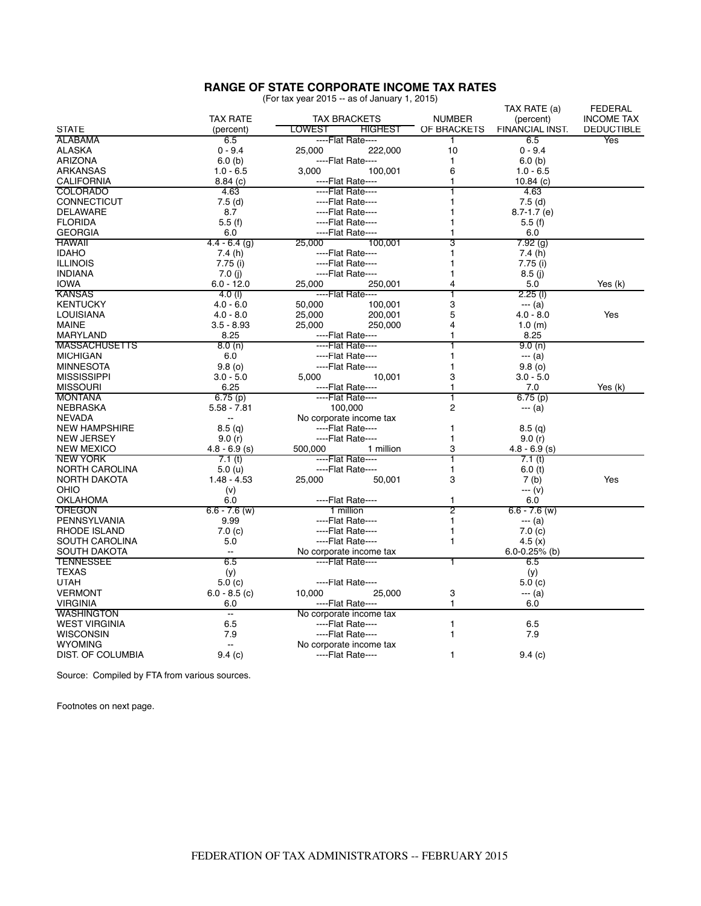## RANGE OF STATE CORPORATE INCOME TAX RATES

(For tax year 2015 -- as of January 1, 2015)

| STATE | TAX RATE (percent) | TAX BRACKETS LOWEST | TAX BRACKETS HIGHEST | NUMBER OF BRACKETS | TAX RATE (a) (percent) FINANCIAL INST. | FEDERAL INCOME TAX DEDUCTIBLE |
|---|---|---|---|---|---|---|
| ALABAMA | 6.5 | ----Flat Rate---- | | 1 | 6.5 | Yes |
| ALASKA | 0 - 9.4 | 25,000 | 222,000 | 10 | 0 - 9.4 | |
| ARIZONA | 6.0 (b) | ----Flat Rate---- | | 1 | 6.0 (b) | |
| ARKANSAS | 1.0 - 6.5 | 3,000 | 100,001 | 6 | 1.0 - 6.5 | |
| CALIFORNIA | 8.84 (c) | ----Flat Rate---- | | 1 | 10.84 (c) | |
| COLORADO | 4.63 | ----Flat Rate---- | | 1 | 4.63 | |
| CONNECTICUT | 7.5 (d) | ----Flat Rate---- | | 1 | 7.5 (d) | |
| DELAWARE | 8.7 | ----Flat Rate---- | | 1 | 8.7-1.7 (e) | |
| FLORIDA | 5.5 (f) | ----Flat Rate---- | | 1 | 5.5 (f) | |
| GEORGIA | 6.0 | ----Flat Rate---- | | 1 | 6.0 | |
| HAWAII | 4.4 - 6.4 (g) | 25,000 | 100,001 | 3 | 7.92 (g) | |
| IDAHO | 7.4 (h) | ----Flat Rate---- | | 1 | 7.4 (h) | |
| ILLINOIS | 7.75 (i) | ----Flat Rate---- | | 1 | 7.75 (i) | |
| INDIANA | 7.0 (j) | ----Flat Rate---- | | 1 | 8.5 (j) | |
| IOWA | 6.0 - 12.0 | 25,000 | 250,001 | 4 | 5.0 | Yes (k) |
| KANSAS | 4.0 (l) | ----Flat Rate---- | | 1 | 2.25 (l) | |
| KENTUCKY | 4.0 - 6.0 | 50,000 | 100,001 | 3 | --- (a) | |
| LOUISIANA | 4.0 - 8.0 | 25,000 | 200,001 | 5 | 4.0 - 8.0 | Yes |
| MAINE | 3.5 - 8.93 | 25,000 | 250,000 | 4 | 1.0 (m) | |
| MARYLAND | 8.25 | ----Flat Rate---- | | 1 | 8.25 | |
| MASSACHUSETTS | 8.0 (n) | ----Flat Rate---- | | 1 | 9.0 (n) | |
| MICHIGAN | 6.0 | ----Flat Rate---- | | 1 | --- (a) | |
| MINNESOTA | 9.8 (o) | ----Flat Rate---- | | 1 | 9.8 (o) | |
| MISSISSIPPI | 3.0 - 5.0 | 5,000 | 10,001 | 3 | 3.0 - 5.0 | |
| MISSOURI | 6.25 | ----Flat Rate---- | | 1 | 7.0 | Yes (k) |
| MONTANA | 6.75 (p) | ----Flat Rate---- | | 1 | 6.75 (p) | |
| NEBRASKA | 5.58 - 7.81 | 100,000 | | 2 | --- (a) | |
| NEVADA | -- | No corporate income tax | | | | |
| NEW HAMPSHIRE | 8.5 (q) | ----Flat Rate---- | | 1 | 8.5 (q) | |
| NEW JERSEY | 9.0 (r) | ----Flat Rate---- | | 1 | 9.0 (r) | |
| NEW MEXICO | 4.8 - 6.9 (s) | 500,000 | 1 million | 3 | 4.8 - 6.9 (s) | |
| NEW YORK | 7.1 (t) | ----Flat Rate---- | | 1 | 7.1 (t) | |
| NORTH CAROLINA | 5.0 (u) | ----Flat Rate---- | | 1 | 6.0 (t) | |
| NORTH DAKOTA | 1.48 - 4.53 | 25,000 | 50,001 | 3 | 7 (b) | Yes |
| OHIO | (v) | | | | --- (v) | |
| OKLAHOMA | 6.0 | ----Flat Rate---- | | 1 | 6.0 | |
| OREGON | 6.6 - 7.6 (w) | 1 million | | 2 | 6.6 - 7.6 (w) | |
| PENNSYLVANIA | 9.99 | ----Flat Rate---- | | 1 | --- (a) | |
| RHODE ISLAND | 7.0 (c) | ----Flat Rate---- | | 1 | 7.0 (c) | |
| SOUTH CAROLINA | 5.0 | ----Flat Rate---- | | 1 | 4.5 (x) | |
| SOUTH DAKOTA | -- | No corporate income tax | | | 6.0-0.25% (b) | |
| TENNESSEE | 6.5 | ----Flat Rate---- | | 1 | 6.5 | |
| TEXAS | (y) | | | | (y) | |
| UTAH | 5.0 (c) | ----Flat Rate---- | | | 5.0 (c) | |
| VERMONT | 6.0 - 8.5 (c) | 10,000 | 25,000 | 3 | --- (a) | |
| VIRGINIA | 6.0 | ----Flat Rate---- | | 1 | 6.0 | |
| WASHINGTON | -- | No corporate income tax | | | | |
| WEST VIRGINIA | 6.5 | ----Flat Rate---- | | 1 | 6.5 | |
| WISCONSIN | 7.9 | ----Flat Rate---- | | 1 | 7.9 | |
| WYOMING | -- | No corporate income tax | | | | |
| DIST. OF COLUMBIA | 9.4 (c) | ----Flat Rate---- | | 1 | 9.4 (c) | |

Source: Compiled by FTA from various sources.

Footnotes on next page.

FEDERATION OF TAX ADMINISTRATORS -- FEBRUARY 2015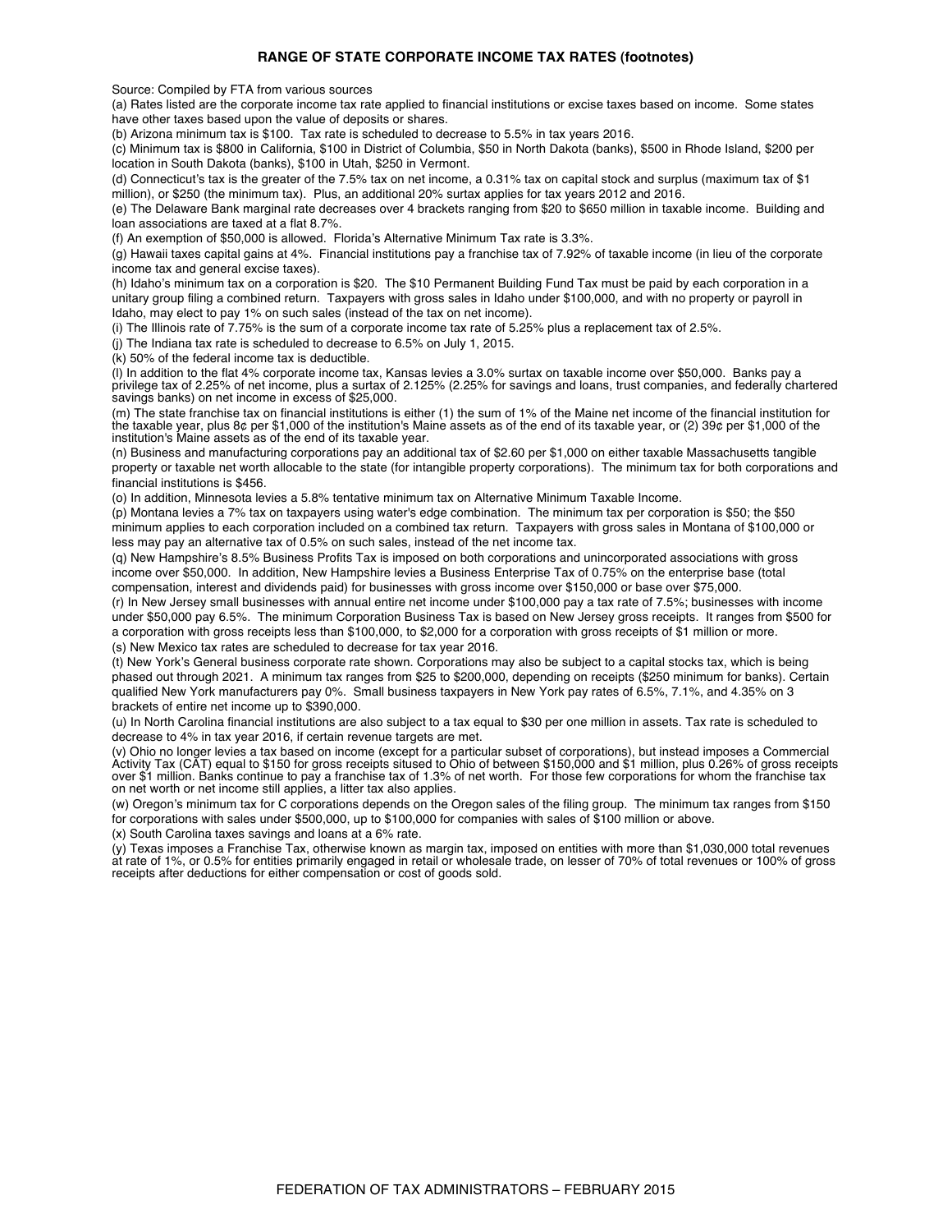## RANGE OF STATE CORPORATE INCOME TAX RATES (footnotes)

Source: Compiled by FTA from various sources

(a) Rates listed are the corporate income tax rate applied to financial institutions or excise taxes based on income. Some states have other taxes based upon the value of deposits or shares.

(b) Arizona minimum tax is $100. Tax rate is scheduled to decrease to 5.5% in tax years 2016.

(c) Minimum tax is $800 in California, $100 in District of Columbia, $50 in North Dakota (banks), $500 in Rhode Island, $200 per location in South Dakota (banks), $100 in Utah, $250 in Vermont.

(d) Connecticut's tax is the greater of the 7.5% tax on net income, a 0.31% tax on capital stock and surplus (maximum tax of $1 million), or $250 (the minimum tax). Plus, an additional 20% surtax applies for tax years 2012 and 2016.

(e) The Delaware Bank marginal rate decreases over 4 brackets ranging from $20 to $650 million in taxable income. Building and loan associations are taxed at a flat 8.7%.

(f) An exemption of $50,000 is allowed. Florida's Alternative Minimum Tax rate is 3.3%.

(g) Hawaii taxes capital gains at 4%. Financial institutions pay a franchise tax of 7.92% of taxable income (in lieu of the corporate income tax and general excise taxes).

(h) Idaho's minimum tax on a corporation is $20. The $10 Permanent Building Fund Tax must be paid by each corporation in a unitary group filing a combined return. Taxpayers with gross sales in Idaho under $100,000, and with no property or payroll in Idaho, may elect to pay 1% on such sales (instead of the tax on net income).

(i) The Illinois rate of 7.75% is the sum of a corporate income tax rate of 5.25% plus a replacement tax of 2.5%.

(j) The Indiana tax rate is scheduled to decrease to 6.5% on July 1, 2015.

(k) 50% of the federal income tax is deductible.

(l) In addition to the flat 4% corporate income tax, Kansas levies a 3.0% surtax on taxable income over $50,000. Banks pay a privilege tax of 2.25% of net income, plus a surtax of 2.125% (2.25% for savings and loans, trust companies, and federally chartered savings banks) on net income in excess of $25,000.

(m) The state franchise tax on financial institutions is either (1) the sum of 1% of the Maine net income of the financial institution for the taxable year, plus 8¢ per $1,000 of the institution's Maine assets as of the end of its taxable year, or (2) 39¢ per $1,000 of the institution's Maine assets as of the end of its taxable year.

(n) Business and manufacturing corporations pay an additional tax of $2.60 per $1,000 on either taxable Massachusetts tangible property or taxable net worth allocable to the state (for intangible property corporations). The minimum tax for both corporations and financial institutions is $456.

(o) In addition, Minnesota levies a 5.8% tentative minimum tax on Alternative Minimum Taxable Income.

(p) Montana levies a 7% tax on taxpayers using water's edge combination. The minimum tax per corporation is $50; the $50 minimum applies to each corporation included on a combined tax return. Taxpayers with gross sales in Montana of $100,000 or less may pay an alternative tax of 0.5% on such sales, instead of the net income tax.

(q) New Hampshire's 8.5% Business Profits Tax is imposed on both corporations and unincorporated associations with gross income over $50,000. In addition, New Hampshire levies a Business Enterprise Tax of 0.75% on the enterprise base (total compensation, interest and dividends paid) for businesses with gross income over $150,000 or base over $75,000.

(r) In New Jersey small businesses with annual entire net income under $100,000 pay a tax rate of 7.5%; businesses with income under $50,000 pay 6.5%. The minimum Corporation Business Tax is based on New Jersey gross receipts. It ranges from $500 for a corporation with gross receipts less than $100,000, to $2,000 for a corporation with gross receipts of $1 million or more.

(s) New Mexico tax rates are scheduled to decrease for tax year 2016.

(t) New York's General business corporate rate shown. Corporations may also be subject to a capital stocks tax, which is being phased out through 2021. A minimum tax ranges from $25 to $200,000, depending on receipts ($250 minimum for banks). Certain qualified New York manufacturers pay 0%. Small business taxpayers in New York pay rates of 6.5%, 7.1%, and 4.35% on 3 brackets of entire net income up to $390,000.

(u) In North Carolina financial institutions are also subject to a tax equal to $30 per one million in assets. Tax rate is scheduled to decrease to 4% in tax year 2016, if certain revenue targets are met.

(v) Ohio no longer levies a tax based on income (except for a particular subset of corporations), but instead imposes a Commercial Activity Tax (CAT) equal to $150 for gross receipts sitused to Ohio of between $150,000 and $1 million, plus 0.26% of gross receipts over $1 million. Banks continue to pay a franchise tax of 1.3% of net worth. For those few corporations for whom the franchise tax on net worth or net income still applies, a litter tax also applies.

(w) Oregon's minimum tax for C corporations depends on the Oregon sales of the filing group. The minimum tax ranges from $150 for corporations with sales under $500,000, up to $100,000 for companies with sales of $100 million or above.

(x) South Carolina taxes savings and loans at a 6% rate.

(y) Texas imposes a Franchise Tax, otherwise known as margin tax, imposed on entities with more than $1,030,000 total revenues at rate of 1%, or 0.5% for entities primarily engaged in retail or wholesale trade, on lesser of 70% of total revenues or 100% of gross receipts after deductions for either compensation or cost of goods sold.

FEDERATION OF TAX ADMINISTRATORS – FEBRUARY 2015